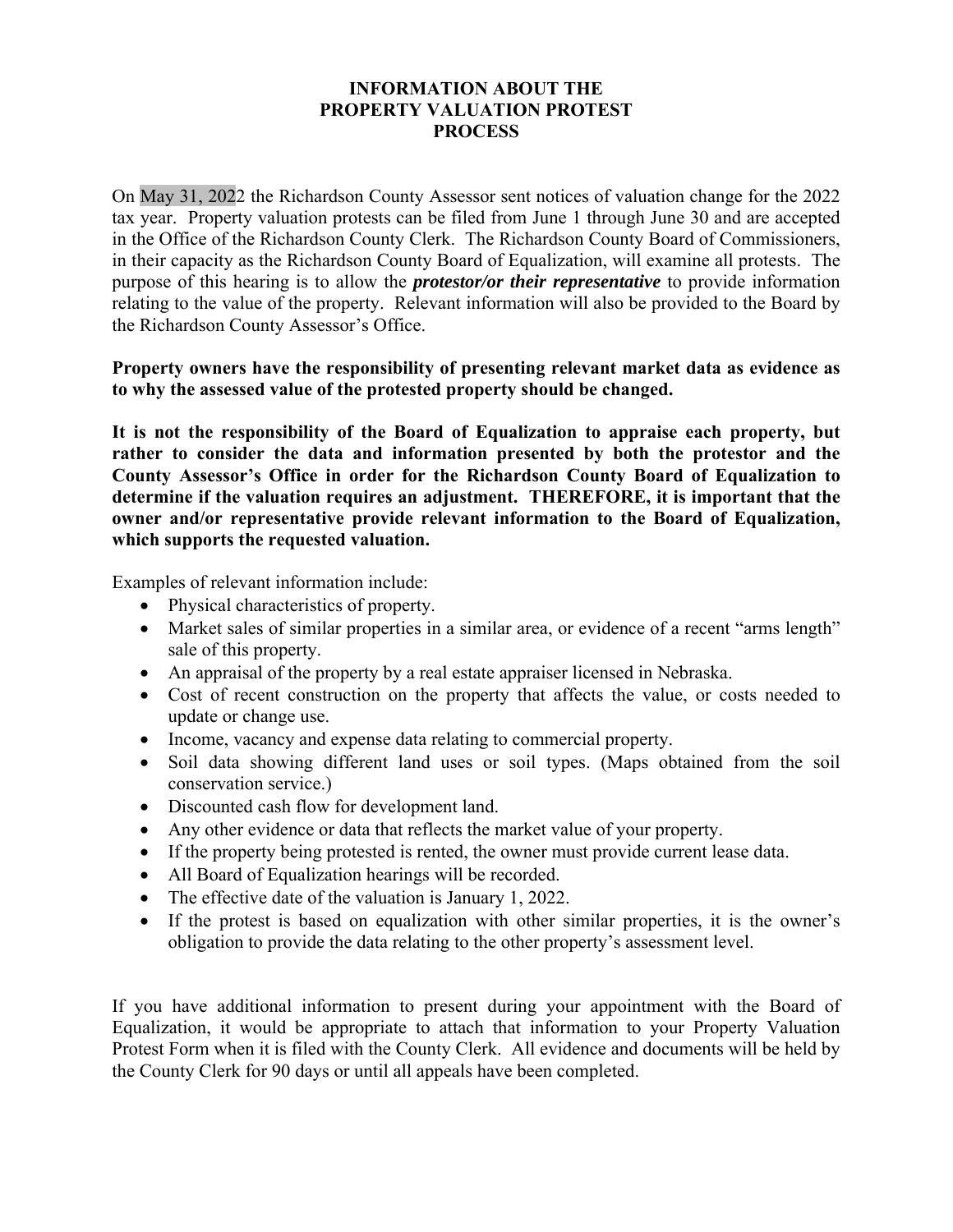# INFORMATION ABOUT THE PROPERTY VALUATION PROTEST PROCESS

On May 31, 2022 the Richardson County Assessor sent notices of valuation change for the 2022 tax year. Property valuation protests can be filed from June 1 through June 30 and are accepted in the Office of the Richardson County Clerk. The Richardson County Board of Commissioners, in their capacity as the Richardson County Board of Equalization, will examine all protests. The purpose of this hearing is to allow the ***protestor/or their representative*** to provide information relating to the value of the property. Relevant information will also be provided to the Board by the Richardson County Assessor's Office.

**Property owners have the responsibility of presenting relevant market data as evidence as to why the assessed value of the protested property should be changed.**

**It is not the responsibility of the Board of Equalization to appraise each property, but rather to consider the data and information presented by both the protestor and the County Assessor's Office in order for the Richardson County Board of Equalization to determine if the valuation requires an adjustment. THEREFORE, it is important that the owner and/or representative provide relevant information to the Board of Equalization, which supports the requested valuation.**

Examples of relevant information include:

- Physical characteristics of property.
- Market sales of similar properties in a similar area, or evidence of a recent "arms length" sale of this property.
- An appraisal of the property by a real estate appraiser licensed in Nebraska.
- Cost of recent construction on the property that affects the value, or costs needed to update or change use.
- Income, vacancy and expense data relating to commercial property.
- Soil data showing different land uses or soil types. (Maps obtained from the soil conservation service.)
- Discounted cash flow for development land.
- Any other evidence or data that reflects the market value of your property.
- If the property being protested is rented, the owner must provide current lease data.
- All Board of Equalization hearings will be recorded.
- The effective date of the valuation is January 1, 2022.
- If the protest is based on equalization with other similar properties, it is the owner's obligation to provide the data relating to the other property's assessment level.

If you have additional information to present during your appointment with the Board of Equalization, it would be appropriate to attach that information to your Property Valuation Protest Form when it is filed with the County Clerk. All evidence and documents will be held by the County Clerk for 90 days or until all appeals have been completed.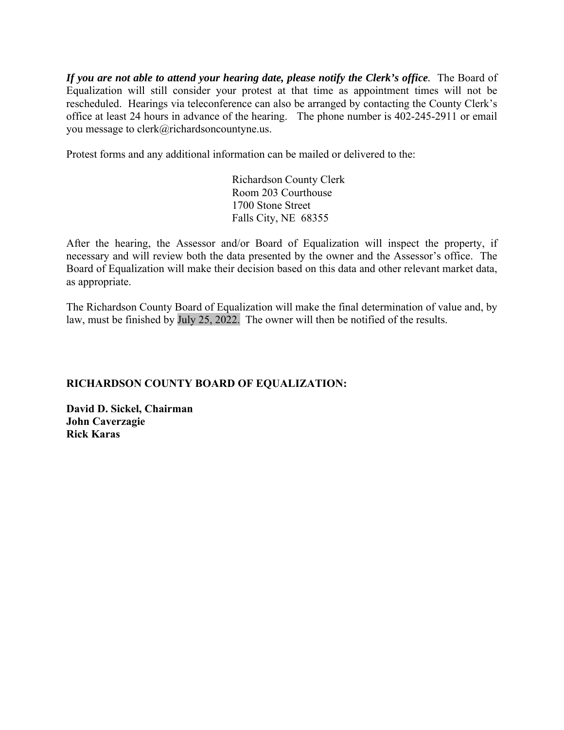***If you are not able to attend your hearing date, please notify the Clerk's office.*** The Board of Equalization will still consider your protest at that time as appointment times will not be rescheduled. Hearings via teleconference can also be arranged by contacting the County Clerk's office at least 24 hours in advance of the hearing. The phone number is 402-245-2911 or email you message to clerk@richardsoncountyne.us.

Protest forms and any additional information can be mailed or delivered to the:

Richardson County Clerk
Room 203 Courthouse
1700 Stone Street
Falls City, NE 68355

After the hearing, the Assessor and/or Board of Equalization will inspect the property, if necessary and will review both the data presented by the owner and the Assessor's office. The Board of Equalization will make their decision based on this data and other relevant market data, as appropriate.

The Richardson County Board of Equalization will make the final determination of value and, by law, must be finished by July 25, 2022. The owner will then be notified of the results.

**RICHARDSON COUNTY BOARD OF EQUALIZATION:**

**David D. Sickel, Chairman**
**John Caverzagie**
**Rick Karas**